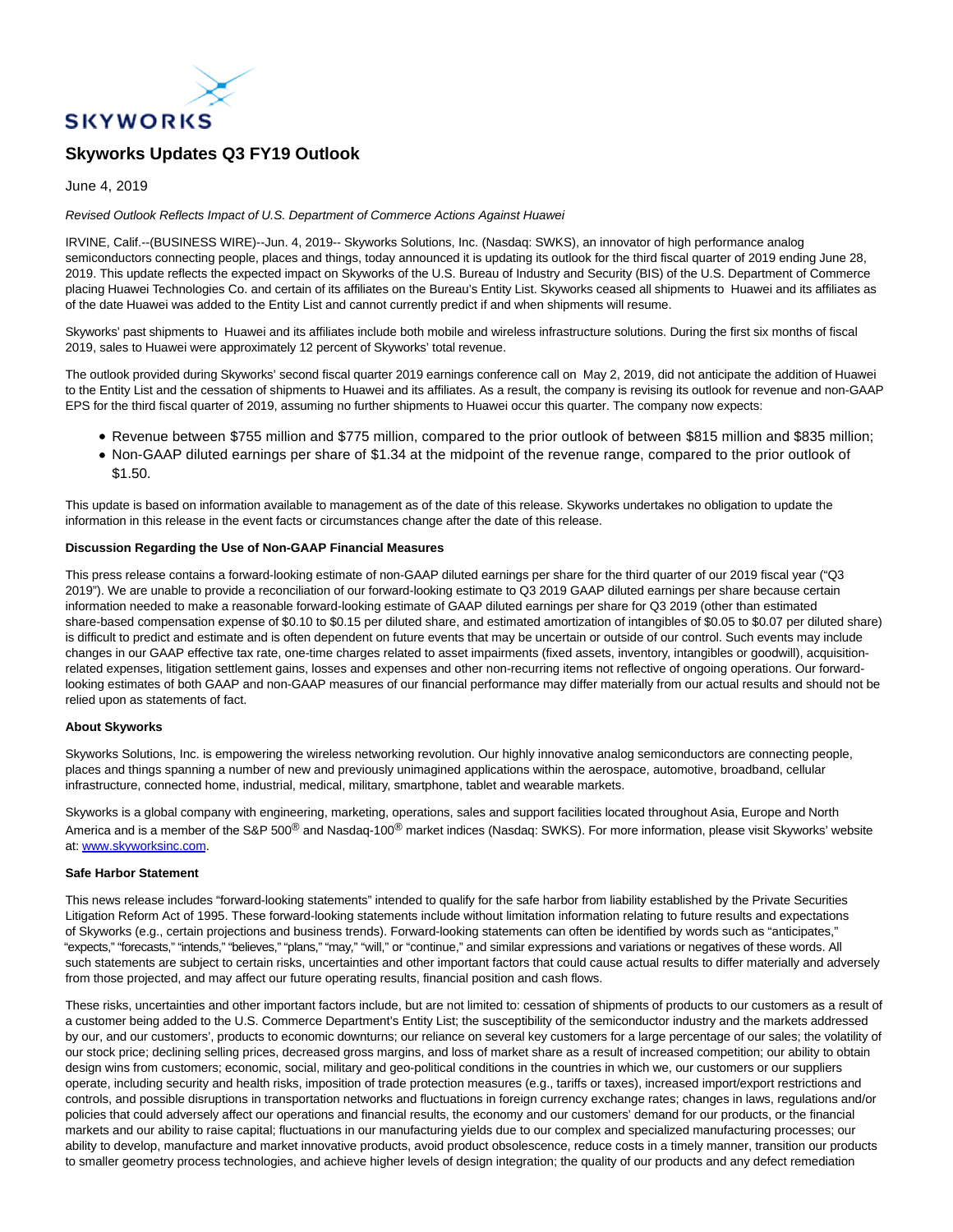SKYWORKS

# Skyworks Updates Q3 FY19 Outlook

June 4, 2019

*Revised Outlook Reflects Impact of U.S. Department of Commerce Actions Against Huawei*

IRVINE, Calif.--(BUSINESS WIRE)--Jun. 4, 2019-- Skyworks Solutions, Inc. (Nasdaq: SWKS), an innovator of high performance analog semiconductors connecting people, places and things, today announced it is updating its outlook for the third fiscal quarter of 2019 ending June 28, 2019. This update reflects the expected impact on Skyworks of the U.S. Bureau of Industry and Security (BIS) of the U.S. Department of Commerce placing Huawei Technologies Co. and certain of its affiliates on the Bureau's Entity List. Skyworks ceased all shipments to Huawei and its affiliates as of the date Huawei was added to the Entity List and cannot currently predict if and when shipments will resume.

Skyworks' past shipments to Huawei and its affiliates include both mobile and wireless infrastructure solutions. During the first six months of fiscal 2019, sales to Huawei were approximately 12 percent of Skyworks' total revenue.

The outlook provided during Skyworks' second fiscal quarter 2019 earnings conference call on May 2, 2019, did not anticipate the addition of Huawei to the Entity List and the cessation of shipments to Huawei and its affiliates. As a result, the company is revising its outlook for revenue and non-GAAP EPS for the third fiscal quarter of 2019, assuming no further shipments to Huawei occur this quarter. The company now expects:

- Revenue between $755 million and $775 million, compared to the prior outlook of between $815 million and $835 million;
- Non-GAAP diluted earnings per share of $1.34 at the midpoint of the revenue range, compared to the prior outlook of $1.50.

This update is based on information available to management as of the date of this release. Skyworks undertakes no obligation to update the information in this release in the event facts or circumstances change after the date of this release.

**Discussion Regarding the Use of Non-GAAP Financial Measures**

This press release contains a forward-looking estimate of non-GAAP diluted earnings per share for the third quarter of our 2019 fiscal year ("Q3 2019"). We are unable to provide a reconciliation of our forward-looking estimate to Q3 2019 GAAP diluted earnings per share because certain information needed to make a reasonable forward-looking estimate of GAAP diluted earnings per share for Q3 2019 (other than estimated share-based compensation expense of $0.10 to $0.15 per diluted share, and estimated amortization of intangibles of $0.05 to $0.07 per diluted share) is difficult to predict and estimate and is often dependent on future events that may be uncertain or outside of our control. Such events may include changes in our GAAP effective tax rate, one-time charges related to asset impairments (fixed assets, inventory, intangibles or goodwill), acquisition-related expenses, litigation settlement gains, losses and expenses and other non-recurring items not reflective of ongoing operations. Our forward-looking estimates of both GAAP and non-GAAP measures of our financial performance may differ materially from our actual results and should not be relied upon as statements of fact.

**About Skyworks**

Skyworks Solutions, Inc. is empowering the wireless networking revolution. Our highly innovative analog semiconductors are connecting people, places and things spanning a number of new and previously unimagined applications within the aerospace, automotive, broadband, cellular infrastructure, connected home, industrial, medical, military, smartphone, tablet and wearable markets.

Skyworks is a global company with engineering, marketing, operations, sales and support facilities located throughout Asia, Europe and North America and is a member of the S&P 500® and Nasdaq-100® market indices (Nasdaq: SWKS). For more information, please visit Skyworks' website at: www.skyworksinc.com.

**Safe Harbor Statement**

This news release includes "forward-looking statements" intended to qualify for the safe harbor from liability established by the Private Securities Litigation Reform Act of 1995. These forward-looking statements include without limitation information relating to future results and expectations of Skyworks (e.g., certain projections and business trends). Forward-looking statements can often be identified by words such as "anticipates," "expects," "forecasts," "intends," "believes," "plans," "may," "will," or "continue," and similar expressions and variations or negatives of these words. All such statements are subject to certain risks, uncertainties and other important factors that could cause actual results to differ materially and adversely from those projected, and may affect our future operating results, financial position and cash flows.

These risks, uncertainties and other important factors include, but are not limited to: cessation of shipments of products to our customers as a result of a customer being added to the U.S. Commerce Department's Entity List; the susceptibility of the semiconductor industry and the markets addressed by our, and our customers', products to economic downturns; our reliance on several key customers for a large percentage of our sales; the volatility of our stock price; declining selling prices, decreased gross margins, and loss of market share as a result of increased competition; our ability to obtain design wins from customers; economic, social, military and geo-political conditions in the countries in which we, our customers or our suppliers operate, including security and health risks, imposition of trade protection measures (e.g., tariffs or taxes), increased import/export restrictions and controls, and possible disruptions in transportation networks and fluctuations in foreign currency exchange rates; changes in laws, regulations and/or policies that could adversely affect our operations and financial results, the economy and our customers' demand for our products, or the financial markets and our ability to raise capital; fluctuations in our manufacturing yields due to our complex and specialized manufacturing processes; our ability to develop, manufacture and market innovative products, avoid product obsolescence, reduce costs in a timely manner, transition our products to smaller geometry process technologies, and achieve higher levels of design integration; the quality of our products and any defect remediation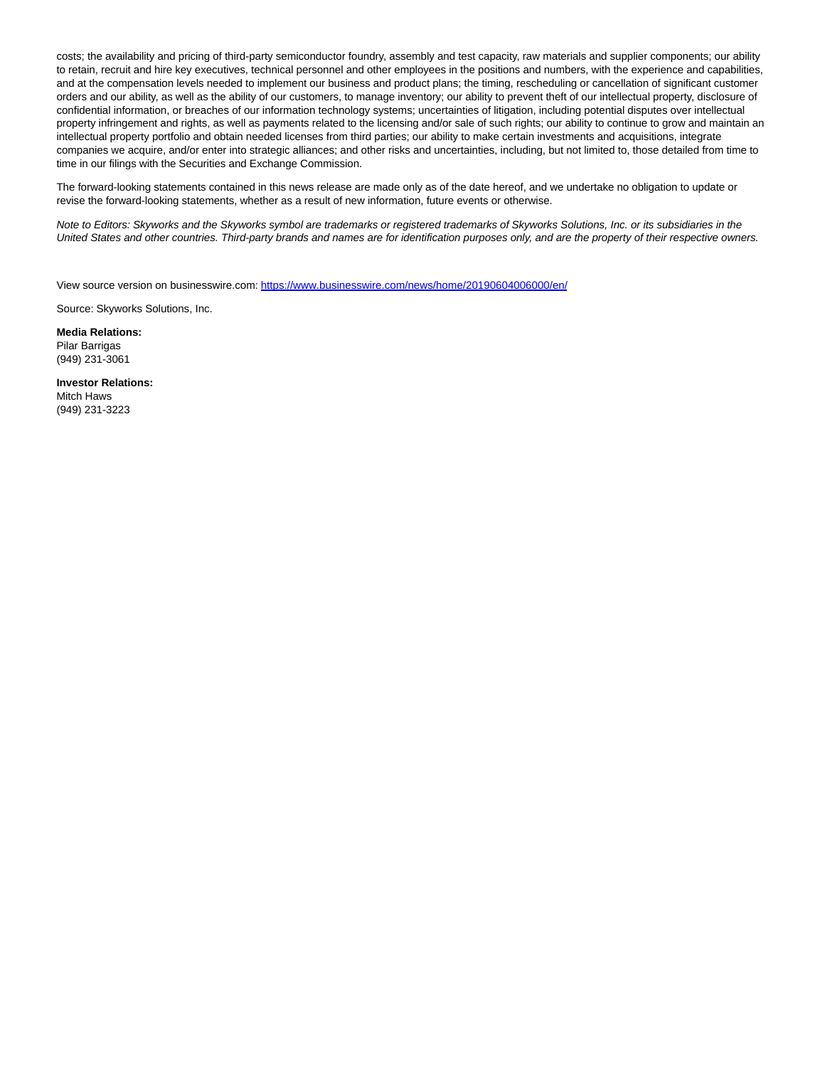costs; the availability and pricing of third-party semiconductor foundry, assembly and test capacity, raw materials and supplier components; our ability to retain, recruit and hire key executives, technical personnel and other employees in the positions and numbers, with the experience and capabilities, and at the compensation levels needed to implement our business and product plans; the timing, rescheduling or cancellation of significant customer orders and our ability, as well as the ability of our customers, to manage inventory; our ability to prevent theft of our intellectual property, disclosure of confidential information, or breaches of our information technology systems; uncertainties of litigation, including potential disputes over intellectual property infringement and rights, as well as payments related to the licensing and/or sale of such rights; our ability to continue to grow and maintain an intellectual property portfolio and obtain needed licenses from third parties; our ability to make certain investments and acquisitions, integrate companies we acquire, and/or enter into strategic alliances; and other risks and uncertainties, including, but not limited to, those detailed from time to time in our filings with the Securities and Exchange Commission.

The forward-looking statements contained in this news release are made only as of the date hereof, and we undertake no obligation to update or revise the forward-looking statements, whether as a result of new information, future events or otherwise.

*Note to Editors: Skyworks and the Skyworks symbol are trademarks or registered trademarks of Skyworks Solutions, Inc. or its subsidiaries in the United States and other countries. Third-party brands and names are for identification purposes only, and are the property of their respective owners.*

View source version on businesswire.com: https://www.businesswire.com/news/home/20190604006000/en/

Source: Skyworks Solutions, Inc.

**Media Relations:**
Pilar Barrigas
(949) 231-3061

**Investor Relations:**
Mitch Haws
(949) 231-3223